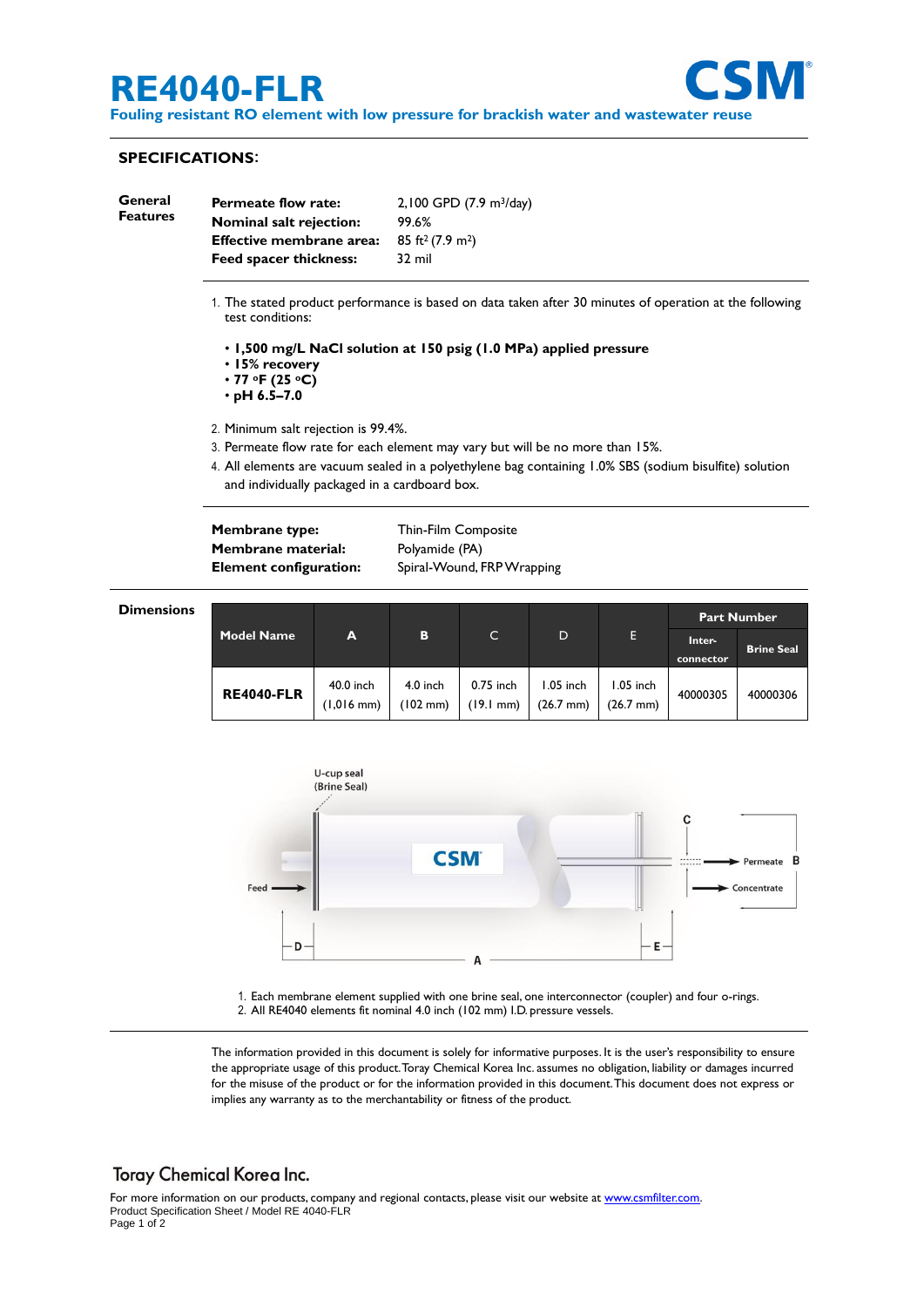# RE4040-FLR

**CSM**

**Fouling resistant RO element with low pressure for brackish water and wastewater reuse**

## SPECIFICATIONS:

**General Features**

| | |
|---|---|
| **Permeate flow rate:** | 2,100 GPD (7.9 m³/day) |
| **Nominal salt rejection:** | 99.6% |
| **Effective membrane area:** | 85 ft² (7.9 m²) |
| **Feed spacer thickness:** | 32 mil |

1. The stated product performance is based on data taken after 30 minutes of operation at the following test conditions:
   - **1,500 mg/L NaCl solution at 150 psig (1.0 MPa) applied pressure**
   - **15% recovery**
   - **77 °F (25 °C)**
   - **pH 6.5–7.0**
2. Minimum salt rejection is 99.4%.
3. Permeate flow rate for each element may vary but will be no more than 15%.
4. All elements are vacuum sealed in a polyethylene bag containing 1.0% SBS (sodium bisulfite) solution and individually packaged in a cardboard box.

| | |
|---|---|
| **Membrane type:** | Thin-Film Composite |
| **Membrane material:** | Polyamide (PA) |
| **Element configuration:** | Spiral-Wound, FRP Wrapping |

**Dimensions**

| Model Name | A | B | C | D | E | Part Number | |
|---|---|---|---|---|---|---|---|
| | | | | | | Inter-connector | Brine Seal |
| **RE4040-FLR** | 40.0 inch (1,016 mm) | 4.0 inch (102 mm) | 0.75 inch (19.1 mm) | 1.05 inch (26.7 mm) | 1.05 inch (26.7 mm) | 40000305 | 40000306 |

U-cup seal (Brine Seal)

Feed — Permeate — Concentrate

1. Each membrane element supplied with one brine seal, one interconnector (coupler) and four o-rings.
2. All RE4040 elements fit nominal 4.0 inch (102 mm) I.D. pressure vessels.

The information provided in this document is solely for informative purposes. It is the user's responsibility to ensure the appropriate usage of this product. Toray Chemical Korea Inc. assumes no obligation, liability or damages incurred for the misuse of the product or for the information provided in this document. This document does not express or implies any warranty as to the merchantability or fitness of the product.

Toray Chemical Korea Inc.

For more information on our products, company and regional contacts, please visit our website at www.csmfilter.com.
Product Specification Sheet / Model RE 4040-FLR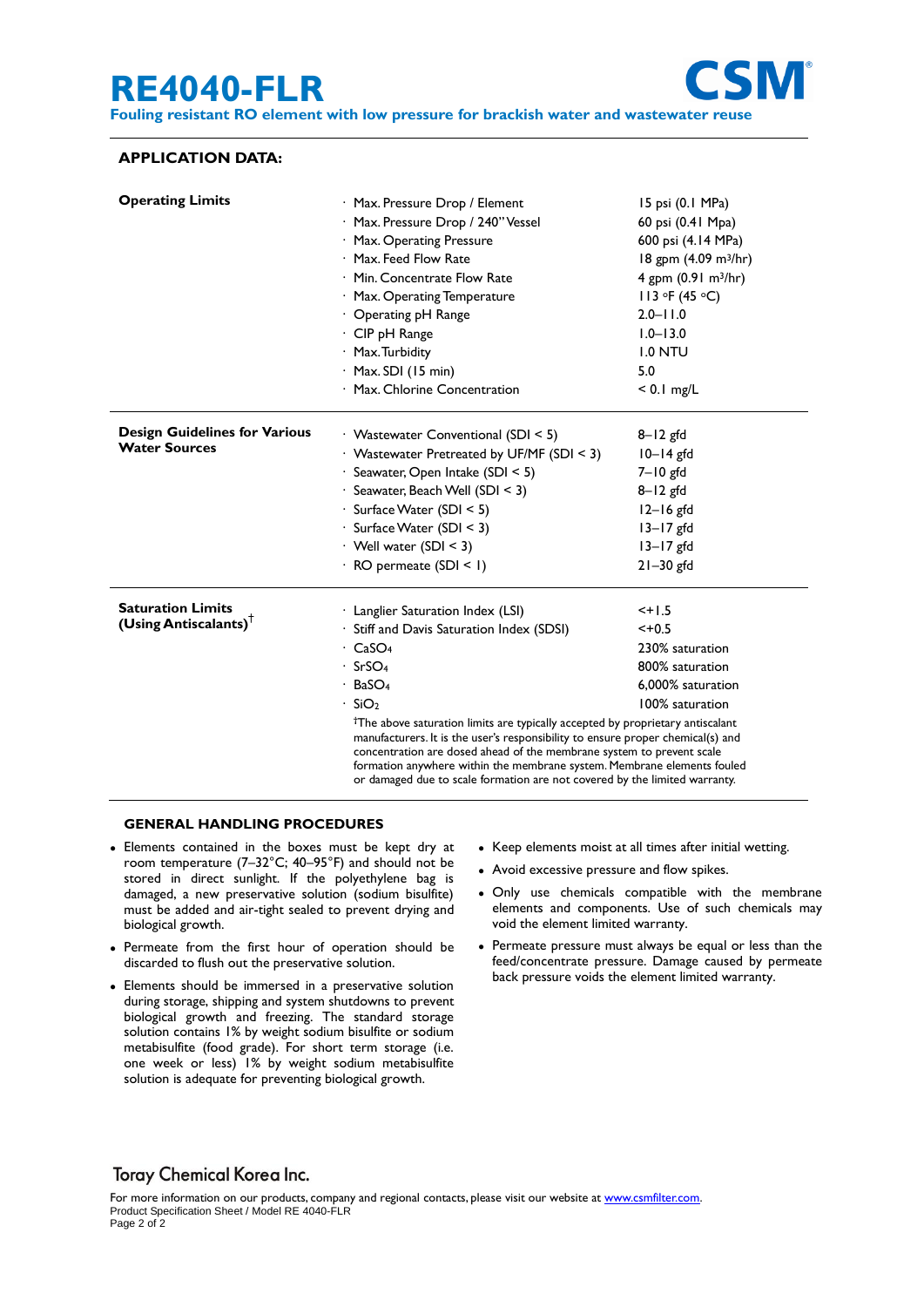# RE4040-FLR

**CSM**

**Fouling resistant RO element with low pressure for brackish water and wastewater reuse**

## APPLICATION DATA:

| | | |
|---|---|---|
| **Operating Limits** | · Max. Pressure Drop / Element | 15 psi (0.1 MPa) |
| | · Max. Pressure Drop / 240" Vessel | 60 psi (0.41 Mpa) |
| | · Max. Operating Pressure | 600 psi (4.14 MPa) |
| | · Max. Feed Flow Rate | 18 gpm (4.09 $m^3$/hr) |
| | · Min. Concentrate Flow Rate | 4 gpm (0.91 $m^3$/hr) |
| | · Max. Operating Temperature | 113 °F (45 °C) |
| | · Operating pH Range | 2.0–11.0 |
| | · CIP pH Range | 1.0–13.0 |
| | · Max. Turbidity | 1.0 NTU |
| | · Max. SDI (15 min) | 5.0 |
| | · Max. Chlorine Concentration | < 0.1 mg/L |
| **Design Guidelines for Various Water Sources** | · Wastewater Conventional (SDI < 5) | 8–12 gfd |
| | · Wastewater Pretreated by UF/MF (SDI < 3) | 10–14 gfd |
| | · Seawater, Open Intake (SDI < 5) | 7–10 gfd |
| | · Seawater, Beach Well (SDI < 3) | 8–12 gfd |
| | · Surface Water (SDI < 5) | 12–16 gfd |
| | · Surface Water (SDI < 3) | 13–17 gfd |
| | · Well water (SDI < 3) | 13–17 gfd |
| | · RO permeate (SDI < 1) | 21–30 gfd |
| **Saturation Limits (Using Antiscalants)**† | · Langlier Saturation Index (LSI) | <+1.5 |
| | · Stiff and Davis Saturation Index (SDSI) | <+0.5 |
| | · $CaSO_4$ | 230% saturation |
| | · $SrSO_4$ | 800% saturation |
| | · $BaSO_4$ | 6,000% saturation |
| | · $SiO_2$ | 100% saturation |

†The above saturation limits are typically accepted by proprietary antiscalant manufacturers. It is the user's responsibility to ensure proper chemical(s) and concentration are dosed ahead of the membrane system to prevent scale formation anywhere within the membrane system. Membrane elements fouled or damaged due to scale formation are not covered by the limited warranty.

### GENERAL HANDLING PROCEDURES

- Elements contained in the boxes must be kept dry at room temperature (7–32°C; 40–95°F) and should not be stored in direct sunlight. If the polyethylene bag is damaged, a new preservative solution (sodium bisulfite) must be added and air-tight sealed to prevent drying and biological growth.
- Permeate from the first hour of operation should be discarded to flush out the preservative solution.
- Elements should be immersed in a preservative solution during storage, shipping and system shutdowns to prevent biological growth and freezing. The standard storage solution contains 1% by weight sodium bisulfite or sodium metabisulfite (food grade). For short term storage (i.e. one week or less) 1% by weight sodium metabisulfite solution is adequate for preventing biological growth.
- Keep elements moist at all times after initial wetting.
- Avoid excessive pressure and flow spikes.
- Only use chemicals compatible with the membrane elements and components. Use of such chemicals may void the element limited warranty.
- Permeate pressure must always be equal or less than the feed/concentrate pressure. Damage caused by permeate back pressure voids the element limited warranty.

Toray Chemical Korea Inc.

For more information on our products, company and regional contacts, please visit our website at www.csmfilter.com.
Product Specification Sheet / Model RE 4040-FLR